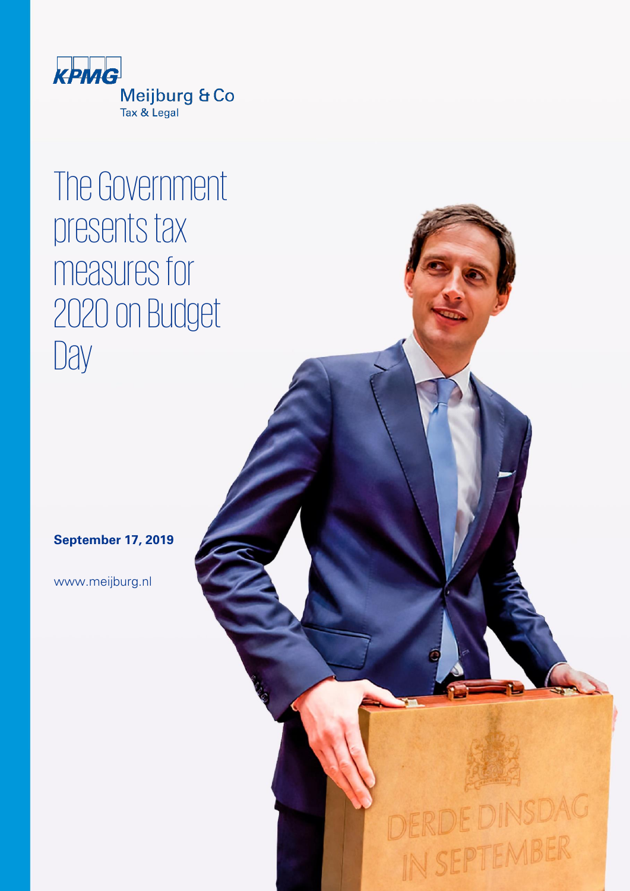KPMG

Meijburg & Co

Tax & Legal

# The Government presents tax measures for 2020 on Budget Day

**September 17, 2019**

www.meijburg.nl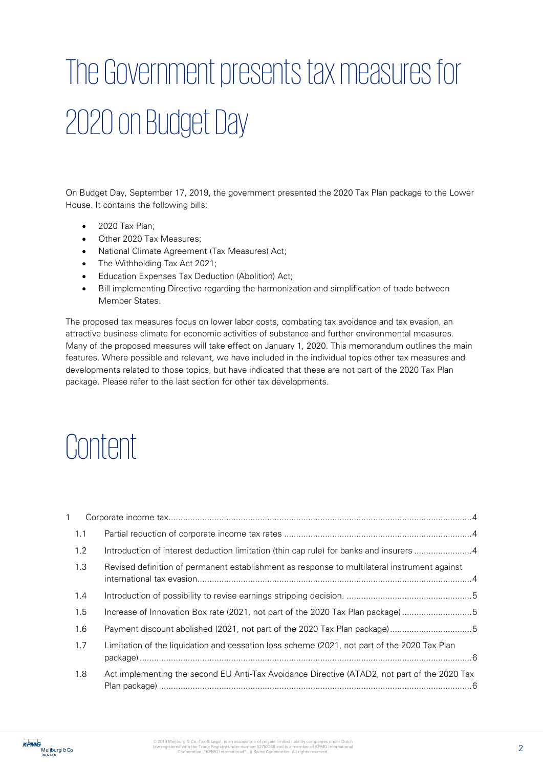# The Government presents tax measures for 2020 on Budget Day

On Budget Day, September 17, 2019, the government presented the 2020 Tax Plan package to the Lower House. It contains the following bills:

- 2020 Tax Plan;
- Other 2020 Tax Measures;
- National Climate Agreement (Tax Measures) Act;
- The Withholding Tax Act 2021;
- Education Expenses Tax Deduction (Abolition) Act;
- Bill implementing Directive regarding the harmonization and simplification of trade between Member States.

The proposed tax measures focus on lower labor costs, combating tax avoidance and tax evasion, an attractive business climate for economic activities of substance and further environmental measures. Many of the proposed measures will take effect on January 1, 2020. This memorandum outlines the main features. Where possible and relevant, we have included in the individual topics other tax measures and developments related to those topics, but have indicated that these are not part of the 2020 Tax Plan package. Please refer to the last section for other tax developments.

# Content

1 Corporate income tax ..... 4
- 1.1 Partial reduction of corporate income tax rates ..... 4
- 1.2 Introduction of interest deduction limitation (thin cap rule) for banks and insurers ..... 4
- 1.3 Revised definition of permanent establishment as response to multilateral instrument against international tax evasion ..... 4
- 1.4 Introduction of possibility to revise earnings stripping decision. ..... 5
- 1.5 Increase of Innovation Box rate (2021, not part of the 2020 Tax Plan package) ..... 5
- 1.6 Payment discount abolished (2021, not part of the 2020 Tax Plan package) ..... 5
- 1.7 Limitation of the liquidation and cessation loss scheme (2021, not part of the 2020 Tax Plan package) ..... 6
- 1.8 Act implementing the second EU Anti-Tax Avoidance Directive (ATAD2, not part of the 2020 Tax Plan package) ..... 6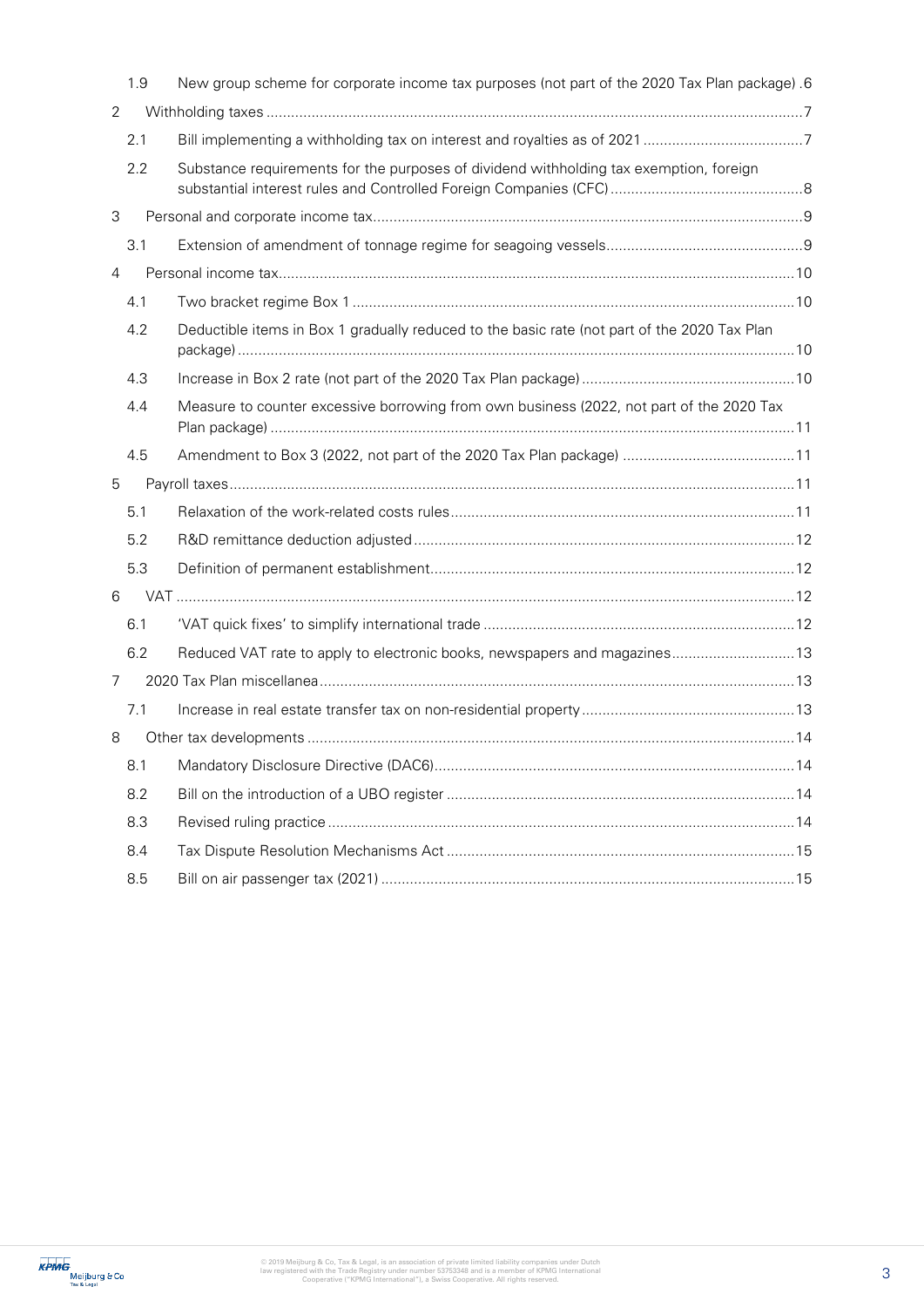- 1.9 New group scheme for corporate income tax purposes (not part of the 2020 Tax Plan package) .6
- 2 Withholding taxes .......7
  - 2.1 Bill implementing a withholding tax on interest and royalties as of 2021 .......7
  - 2.2 Substance requirements for the purposes of dividend withholding tax exemption, foreign substantial interest rules and Controlled Foreign Companies (CFC) .......8
- 3 Personal and corporate income tax .......9
  - 3.1 Extension of amendment of tonnage regime for seagoing vessels .......9
- 4 Personal income tax .......10
  - 4.1 Two bracket regime Box 1 .......10
  - 4.2 Deductible items in Box 1 gradually reduced to the basic rate (not part of the 2020 Tax Plan package) .......10
  - 4.3 Increase in Box 2 rate (not part of the 2020 Tax Plan package) .......10
  - 4.4 Measure to counter excessive borrowing from own business (2022, not part of the 2020 Tax Plan package) .......11
  - 4.5 Amendment to Box 3 (2022, not part of the 2020 Tax Plan package) .......11
- 5 Payroll taxes .......11
  - 5.1 Relaxation of the work-related costs rules .......11
  - 5.2 R&D remittance deduction adjusted .......12
  - 5.3 Definition of permanent establishment .......12
- 6 VAT .......12
  - 6.1 'VAT quick fixes' to simplify international trade .......12
  - 6.2 Reduced VAT rate to apply to electronic books, newspapers and magazines .......13
- 7 2020 Tax Plan miscellanea .......13
  - 7.1 Increase in real estate transfer tax on non-residential property .......13
- 8 Other tax developments .......14
  - 8.1 Mandatory Disclosure Directive (DAC6) .......14
  - 8.2 Bill on the introduction of a UBO register .......14
  - 8.3 Revised ruling practice .......14
  - 8.4 Tax Dispute Resolution Mechanisms Act .......15
  - 8.5 Bill on air passenger tax (2021) .......15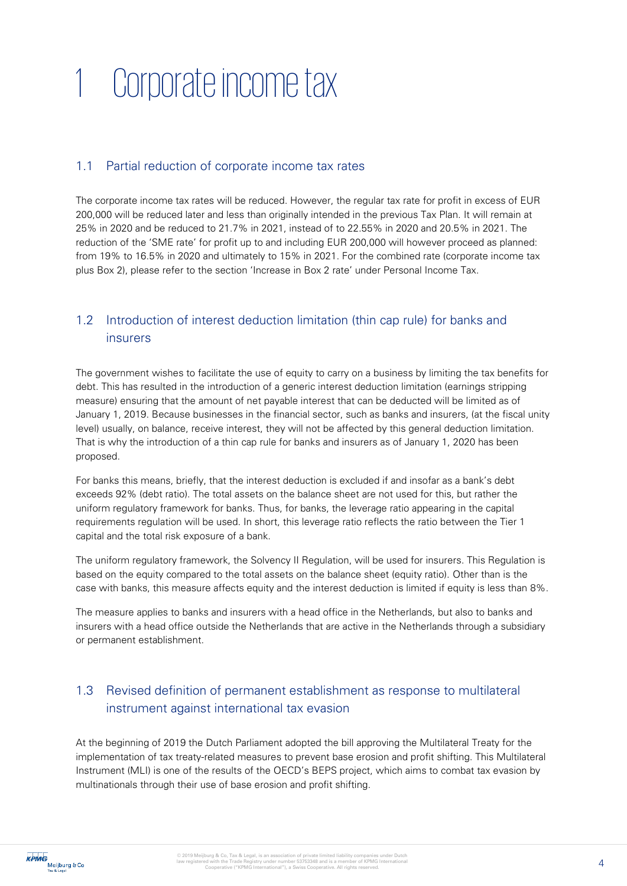# 1 Corporate income tax

## 1.1 Partial reduction of corporate income tax rates

The corporate income tax rates will be reduced. However, the regular tax rate for profit in excess of EUR 200,000 will be reduced later and less than originally intended in the previous Tax Plan. It will remain at 25% in 2020 and be reduced to 21.7% in 2021, instead of to 22.55% in 2020 and 20.5% in 2021. The reduction of the 'SME rate' for profit up to and including EUR 200,000 will however proceed as planned: from 19% to 16.5% in 2020 and ultimately to 15% in 2021. For the combined rate (corporate income tax plus Box 2), please refer to the section 'Increase in Box 2 rate' under Personal Income Tax.

## 1.2 Introduction of interest deduction limitation (thin cap rule) for banks and insurers

The government wishes to facilitate the use of equity to carry on a business by limiting the tax benefits for debt. This has resulted in the introduction of a generic interest deduction limitation (earnings stripping measure) ensuring that the amount of net payable interest that can be deducted will be limited as of January 1, 2019. Because businesses in the financial sector, such as banks and insurers, (at the fiscal unity level) usually, on balance, receive interest, they will not be affected by this general deduction limitation. That is why the introduction of a thin cap rule for banks and insurers as of January 1, 2020 has been proposed.

For banks this means, briefly, that the interest deduction is excluded if and insofar as a bank's debt exceeds 92% (debt ratio). The total assets on the balance sheet are not used for this, but rather the uniform regulatory framework for banks. Thus, for banks, the leverage ratio appearing in the capital requirements regulation will be used. In short, this leverage ratio reflects the ratio between the Tier 1 capital and the total risk exposure of a bank.

The uniform regulatory framework, the Solvency II Regulation, will be used for insurers. This Regulation is based on the equity compared to the total assets on the balance sheet (equity ratio). Other than is the case with banks, this measure affects equity and the interest deduction is limited if equity is less than 8%.

The measure applies to banks and insurers with a head office in the Netherlands, but also to banks and insurers with a head office outside the Netherlands that are active in the Netherlands through a subsidiary or permanent establishment.

## 1.3 Revised definition of permanent establishment as response to multilateral instrument against international tax evasion

At the beginning of 2019 the Dutch Parliament adopted the bill approving the Multilateral Treaty for the implementation of tax treaty-related measures to prevent base erosion and profit shifting. This Multilateral Instrument (MLI) is one of the results of the OECD's BEPS project, which aims to combat tax evasion by multinationals through their use of base erosion and profit shifting.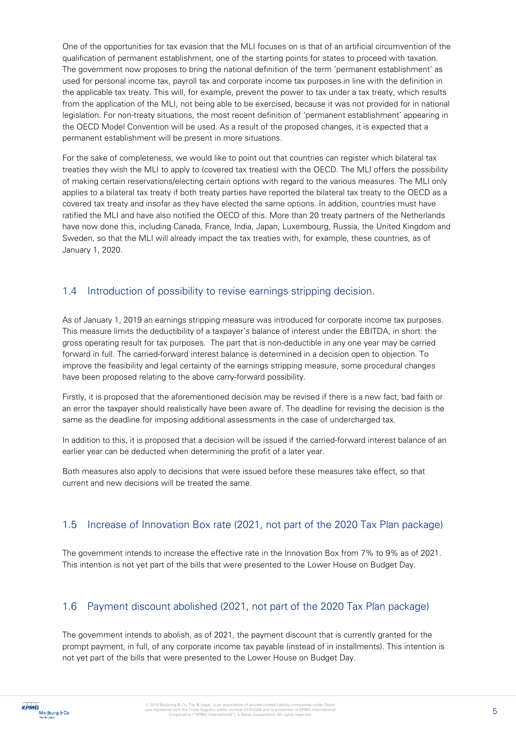One of the opportunities for tax evasion that the MLI focuses on is that of an artificial circumvention of the qualification of permanent establishment, one of the starting points for states to proceed with taxation. The government now proposes to bring the national definition of the term 'permanent establishment' as used for personal income tax, payroll tax and corporate income tax purposes in line with the definition in the applicable tax treaty. This will, for example, prevent the power to tax under a tax treaty, which results from the application of the MLI, not being able to be exercised, because it was not provided for in national legislation. For non-treaty situations, the most recent definition of 'permanent establishment' appearing in the OECD Model Convention will be used. As a result of the proposed changes, it is expected that a permanent establishment will be present in more situations.

For the sake of completeness, we would like to point out that countries can register which bilateral tax treaties they wish the MLI to apply to (covered tax treaties) with the OECD. The MLI offers the possibility of making certain reservations/electing certain options with regard to the various measures. The MLI only applies to a bilateral tax treaty if both treaty parties have reported the bilateral tax treaty to the OECD as a covered tax treaty and insofar as they have elected the same options. In addition, countries must have ratified the MLI and have also notified the OECD of this. More than 20 treaty partners of the Netherlands have now done this, including Canada, France, India, Japan, Luxembourg, Russia, the United Kingdom and Sweden, so that the MLI will already impact the tax treaties with, for example, these countries, as of January 1, 2020.

## 1.4 Introduction of possibility to revise earnings stripping decision.

As of January 1, 2019 an earnings stripping measure was introduced for corporate income tax purposes. This measure limits the deductibility of a taxpayer's balance of interest under the EBITDA, in short: the gross operating result for tax purposes. The part that is non-deductible in any one year may be carried forward in full. The carried-forward interest balance is determined in a decision open to objection. To improve the feasibility and legal certainty of the earnings stripping measure, some procedural changes have been proposed relating to the above carry-forward possibility.

Firstly, it is proposed that the aforementioned decision may be revised if there is a new fact, bad faith or an error the taxpayer should realistically have been aware of. The deadline for revising the decision is the same as the deadline for imposing additional assessments in the case of undercharged tax.

In addition to this, it is proposed that a decision will be issued if the carried-forward interest balance of an earlier year can be deducted when determining the profit of a later year.

Both measures also apply to decisions that were issued before these measures take effect, so that current and new decisions will be treated the same.

## 1.5 Increase of Innovation Box rate (2021, not part of the 2020 Tax Plan package)

The government intends to increase the effective rate in the Innovation Box from 7% to 9% as of 2021. This intention is not yet part of the bills that were presented to the Lower House on Budget Day.

## 1.6 Payment discount abolished (2021, not part of the 2020 Tax Plan package)

The government intends to abolish, as of 2021, the payment discount that is currently granted for the prompt payment, in full, of any corporate income tax payable (instead of in installments). This intention is not yet part of the bills that were presented to the Lower House on Budget Day.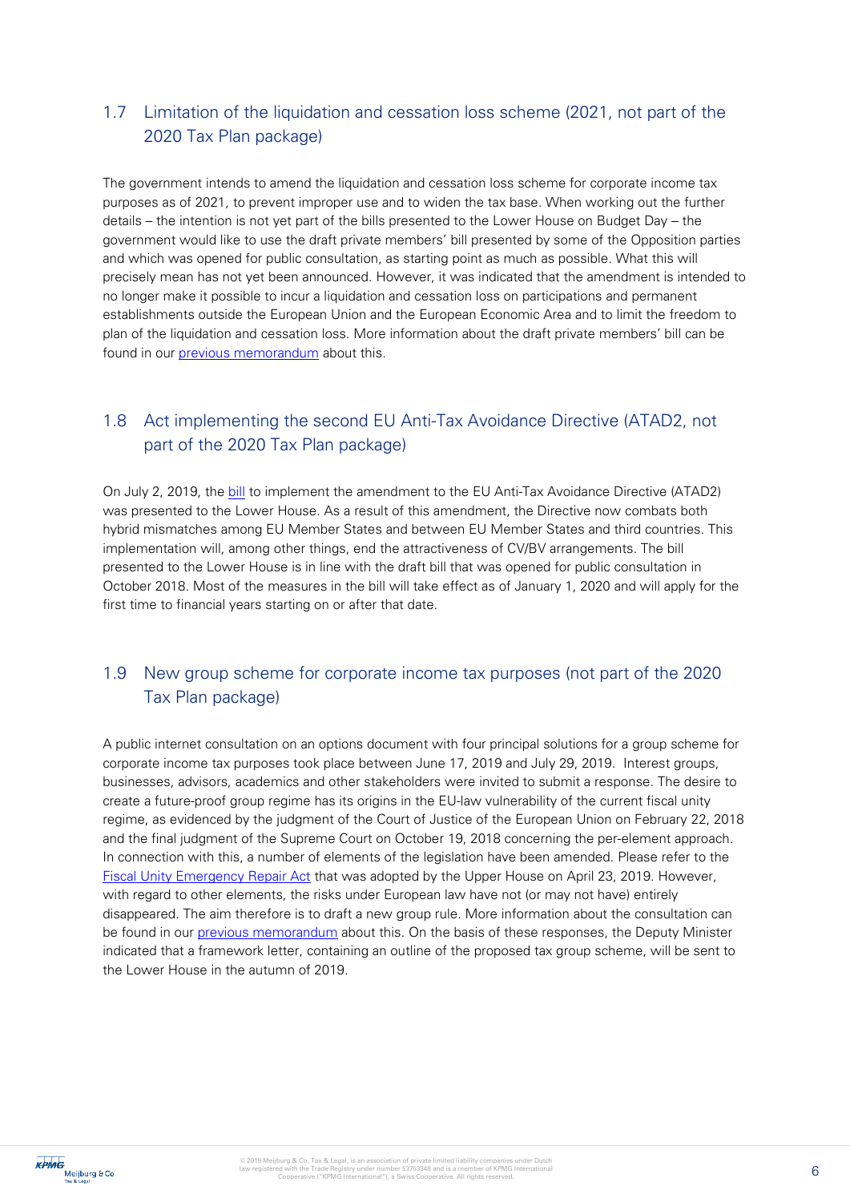## 1.7 Limitation of the liquidation and cessation loss scheme (2021, not part of the 2020 Tax Plan package)

The government intends to amend the liquidation and cessation loss scheme for corporate income tax purposes as of 2021, to prevent improper use and to widen the tax base. When working out the further details – the intention is not yet part of the bills presented to the Lower House on Budget Day – the government would like to use the draft private members' bill presented by some of the Opposition parties and which was opened for public consultation, as starting point as much as possible. What this will precisely mean has not yet been announced. However, it was indicated that the amendment is intended to no longer make it possible to incur a liquidation and cessation loss on participations and permanent establishments outside the European Union and the European Economic Area and to limit the freedom to plan of the liquidation and cessation loss. More information about the draft private members' bill can be found in our previous memorandum about this.

## 1.8 Act implementing the second EU Anti-Tax Avoidance Directive (ATAD2, not part of the 2020 Tax Plan package)

On July 2, 2019, the bill to implement the amendment to the EU Anti-Tax Avoidance Directive (ATAD2) was presented to the Lower House. As a result of this amendment, the Directive now combats both hybrid mismatches among EU Member States and between EU Member States and third countries. This implementation will, among other things, end the attractiveness of CV/BV arrangements. The bill presented to the Lower House is in line with the draft bill that was opened for public consultation in October 2018. Most of the measures in the bill will take effect as of January 1, 2020 and will apply for the first time to financial years starting on or after that date.

## 1.9 New group scheme for corporate income tax purposes (not part of the 2020 Tax Plan package)

A public internet consultation on an options document with four principal solutions for a group scheme for corporate income tax purposes took place between June 17, 2019 and July 29, 2019. Interest groups, businesses, advisors, academics and other stakeholders were invited to submit a response. The desire to create a future-proof group regime has its origins in the EU-law vulnerability of the current fiscal unity regime, as evidenced by the judgment of the Court of Justice of the European Union on February 22, 2018 and the final judgment of the Supreme Court on October 19, 2018 concerning the per-element approach. In connection with this, a number of elements of the legislation have been amended. Please refer to the Fiscal Unity Emergency Repair Act that was adopted by the Upper House on April 23, 2019. However, with regard to other elements, the risks under European law have not (or may not have) entirely disappeared. The aim therefore is to draft a new group rule. More information about the consultation can be found in our previous memorandum about this. On the basis of these responses, the Deputy Minister indicated that a framework letter, containing an outline of the proposed tax group scheme, will be sent to the Lower House in the autumn of 2019.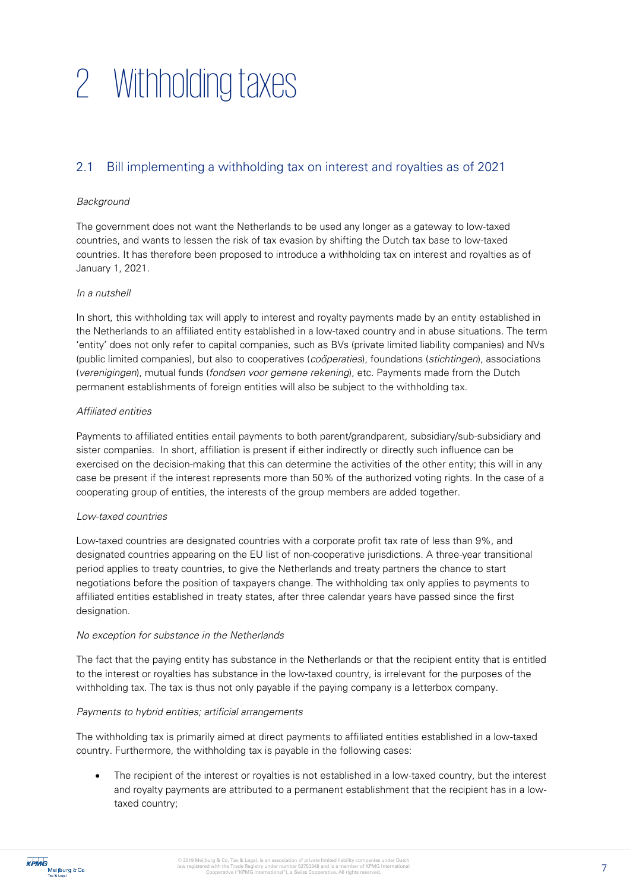# 2 Withholding taxes

## 2.1 Bill implementing a withholding tax on interest and royalties as of 2021

*Background*

The government does not want the Netherlands to be used any longer as a gateway to low-taxed countries, and wants to lessen the risk of tax evasion by shifting the Dutch tax base to low-taxed countries. It has therefore been proposed to introduce a withholding tax on interest and royalties as of January 1, 2021.

*In a nutshell*

In short, this withholding tax will apply to interest and royalty payments made by an entity established in the Netherlands to an affiliated entity established in a low-taxed country and in abuse situations. The term 'entity' does not only refer to capital companies, such as BVs (private limited liability companies) and NVs (public limited companies), but also to cooperatives (*coöperaties*), foundations (*stichtingen*), associations (*verenigingen*), mutual funds (*fondsen voor gemene rekening*), etc. Payments made from the Dutch permanent establishments of foreign entities will also be subject to the withholding tax.

*Affiliated entities*

Payments to affiliated entities entail payments to both parent/grandparent, subsidiary/sub-subsidiary and sister companies. In short, affiliation is present if either indirectly or directly such influence can be exercised on the decision-making that this can determine the activities of the other entity; this will in any case be present if the interest represents more than 50% of the authorized voting rights. In the case of a cooperating group of entities, the interests of the group members are added together.

*Low-taxed countries*

Low-taxed countries are designated countries with a corporate profit tax rate of less than 9%, and designated countries appearing on the EU list of non-cooperative jurisdictions. A three-year transitional period applies to treaty countries, to give the Netherlands and treaty partners the chance to start negotiations before the position of taxpayers change. The withholding tax only applies to payments to affiliated entities established in treaty states, after three calendar years have passed since the first designation.

*No exception for substance in the Netherlands*

The fact that the paying entity has substance in the Netherlands or that the recipient entity that is entitled to the interest or royalties has substance in the low-taxed country, is irrelevant for the purposes of the withholding tax. The tax is thus not only payable if the paying company is a letterbox company.

*Payments to hybrid entities; artificial arrangements*

The withholding tax is primarily aimed at direct payments to affiliated entities established in a low-taxed country. Furthermore, the withholding tax is payable in the following cases:

- The recipient of the interest or royalties is not established in a low-taxed country, but the interest and royalty payments are attributed to a permanent establishment that the recipient has in a low-taxed country;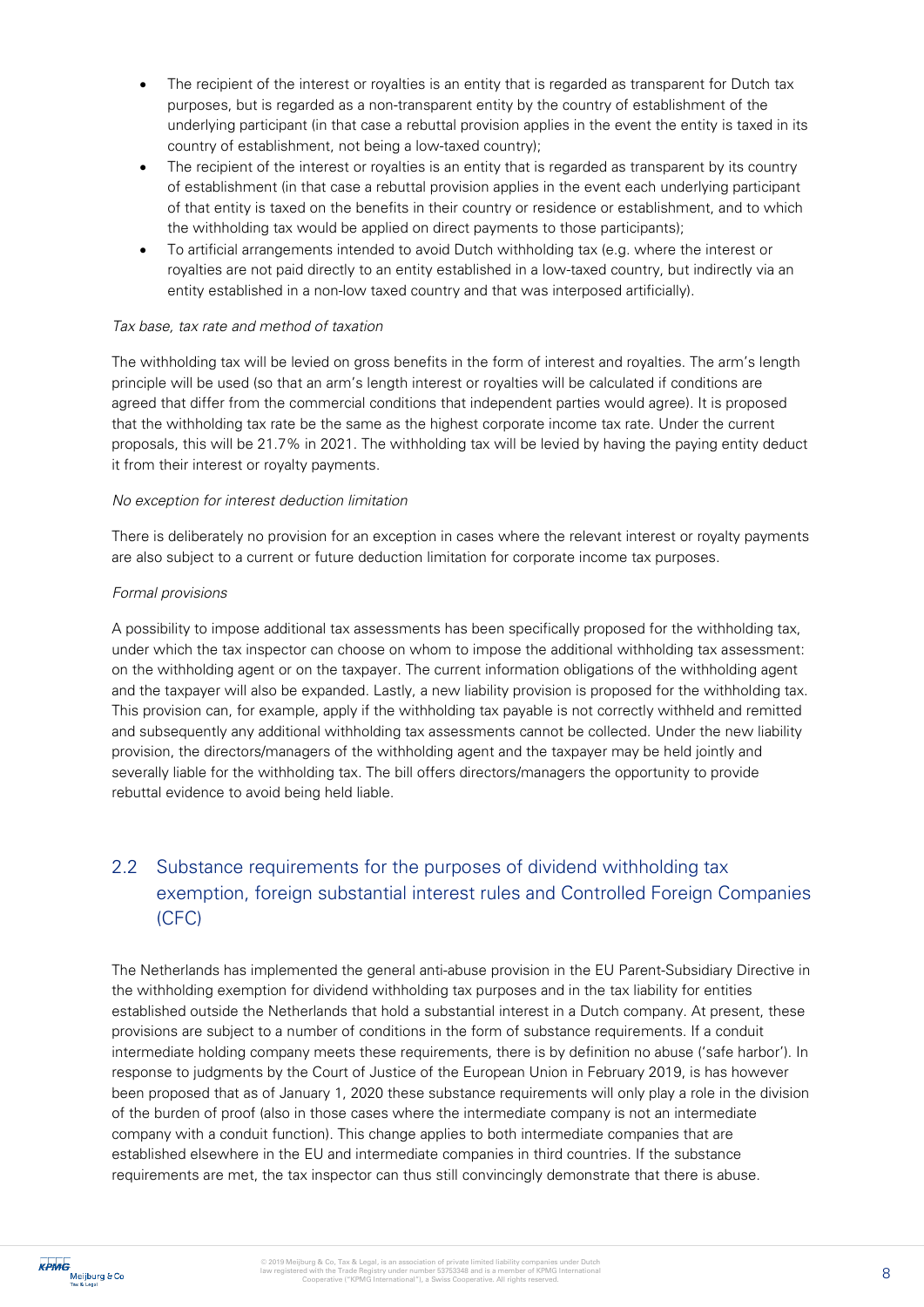- The recipient of the interest or royalties is an entity that is regarded as transparent for Dutch tax purposes, but is regarded as a non-transparent entity by the country of establishment of the underlying participant (in that case a rebuttal provision applies in the event the entity is taxed in its country of establishment, not being a low-taxed country);
- The recipient of the interest or royalties is an entity that is regarded as transparent by its country of establishment (in that case a rebuttal provision applies in the event each underlying participant of that entity is taxed on the benefits in their country or residence or establishment, and to which the withholding tax would be applied on direct payments to those participants);
- To artificial arrangements intended to avoid Dutch withholding tax (e.g. where the interest or royalties are not paid directly to an entity established in a low-taxed country, but indirectly via an entity established in a non-low taxed country and that was interposed artificially).

*Tax base, tax rate and method of taxation*

The withholding tax will be levied on gross benefits in the form of interest and royalties. The arm's length principle will be used (so that an arm's length interest or royalties will be calculated if conditions are agreed that differ from the commercial conditions that independent parties would agree). It is proposed that the withholding tax rate be the same as the highest corporate income tax rate. Under the current proposals, this will be 21.7% in 2021. The withholding tax will be levied by having the paying entity deduct it from their interest or royalty payments.

*No exception for interest deduction limitation*

There is deliberately no provision for an exception in cases where the relevant interest or royalty payments are also subject to a current or future deduction limitation for corporate income tax purposes.

*Formal provisions*

A possibility to impose additional tax assessments has been specifically proposed for the withholding tax, under which the tax inspector can choose on whom to impose the additional withholding tax assessment: on the withholding agent or on the taxpayer. The current information obligations of the withholding agent and the taxpayer will also be expanded. Lastly, a new liability provision is proposed for the withholding tax. This provision can, for example, apply if the withholding tax payable is not correctly withheld and remitted and subsequently any additional withholding tax assessments cannot be collected. Under the new liability provision, the directors/managers of the withholding agent and the taxpayer may be held jointly and severally liable for the withholding tax. The bill offers directors/managers the opportunity to provide rebuttal evidence to avoid being held liable.

## 2.2 Substance requirements for the purposes of dividend withholding tax exemption, foreign substantial interest rules and Controlled Foreign Companies (CFC)

The Netherlands has implemented the general anti-abuse provision in the EU Parent-Subsidiary Directive in the withholding exemption for dividend withholding tax purposes and in the tax liability for entities established outside the Netherlands that hold a substantial interest in a Dutch company. At present, these provisions are subject to a number of conditions in the form of substance requirements. If a conduit intermediate holding company meets these requirements, there is by definition no abuse ('safe harbor'). In response to judgments by the Court of Justice of the European Union in February 2019, is has however been proposed that as of January 1, 2020 these substance requirements will only play a role in the division of the burden of proof (also in those cases where the intermediate company is not an intermediate company with a conduit function). This change applies to both intermediate companies that are established elsewhere in the EU and intermediate companies in third countries. If the substance requirements are met, the tax inspector can thus still convincingly demonstrate that there is abuse.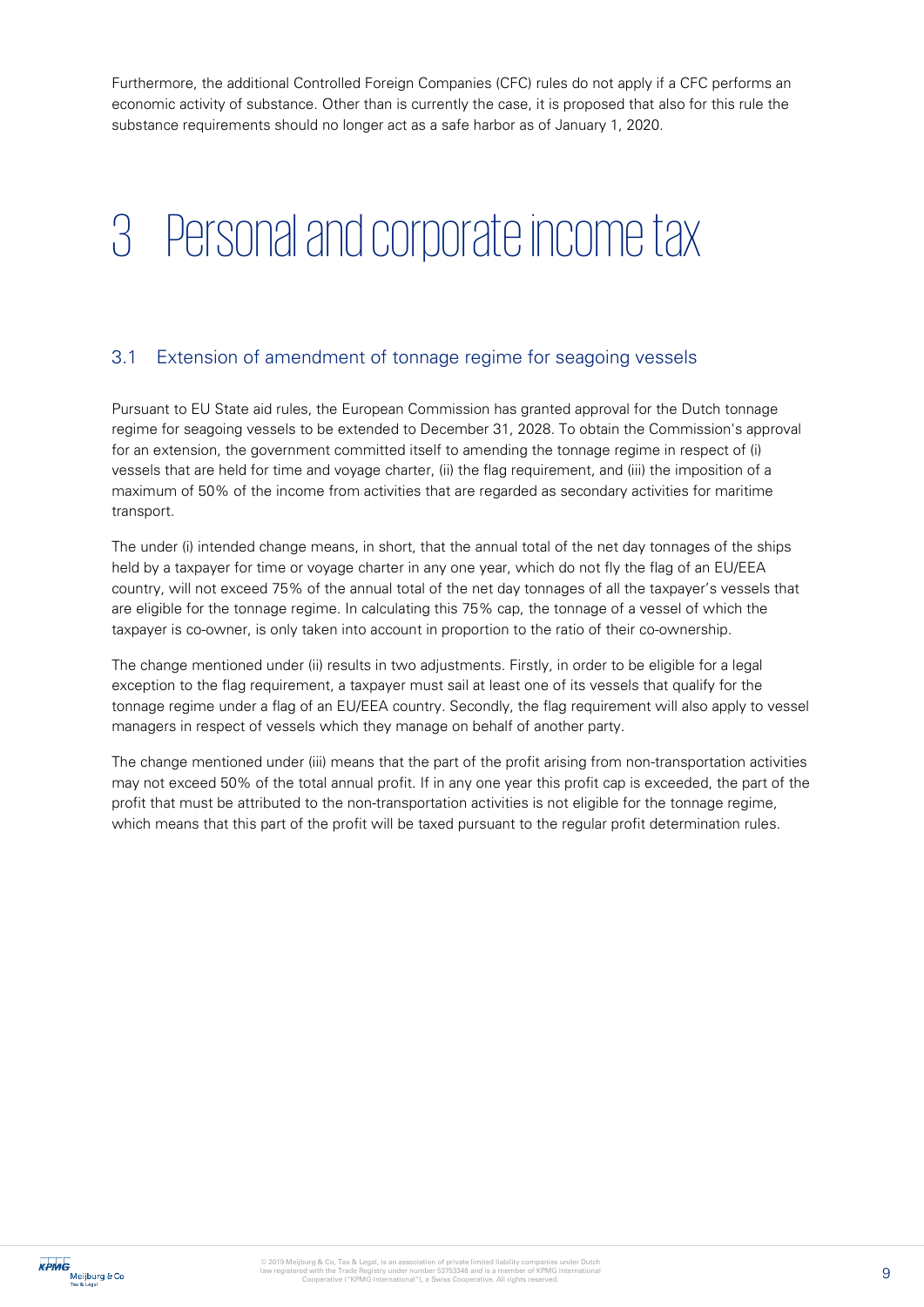Furthermore, the additional Controlled Foreign Companies (CFC) rules do not apply if a CFC performs an economic activity of substance. Other than is currently the case, it is proposed that also for this rule the substance requirements should no longer act as a safe harbor as of January 1, 2020.

# 3 Personal and corporate income tax

## 3.1 Extension of amendment of tonnage regime for seagoing vessels

Pursuant to EU State aid rules, the European Commission has granted approval for the Dutch tonnage regime for seagoing vessels to be extended to December 31, 2028. To obtain the Commission's approval for an extension, the government committed itself to amending the tonnage regime in respect of (i) vessels that are held for time and voyage charter, (ii) the flag requirement, and (iii) the imposition of a maximum of 50% of the income from activities that are regarded as secondary activities for maritime transport.

The under (i) intended change means, in short, that the annual total of the net day tonnages of the ships held by a taxpayer for time or voyage charter in any one year, which do not fly the flag of an EU/EEA country, will not exceed 75% of the annual total of the net day tonnages of all the taxpayer's vessels that are eligible for the tonnage regime. In calculating this 75% cap, the tonnage of a vessel of which the taxpayer is co-owner, is only taken into account in proportion to the ratio of their co-ownership.

The change mentioned under (ii) results in two adjustments. Firstly, in order to be eligible for a legal exception to the flag requirement, a taxpayer must sail at least one of its vessels that qualify for the tonnage regime under a flag of an EU/EEA country. Secondly, the flag requirement will also apply to vessel managers in respect of vessels which they manage on behalf of another party.

The change mentioned under (iii) means that the part of the profit arising from non-transportation activities may not exceed 50% of the total annual profit. If in any one year this profit cap is exceeded, the part of the profit that must be attributed to the non-transportation activities is not eligible for the tonnage regime, which means that this part of the profit will be taxed pursuant to the regular profit determination rules.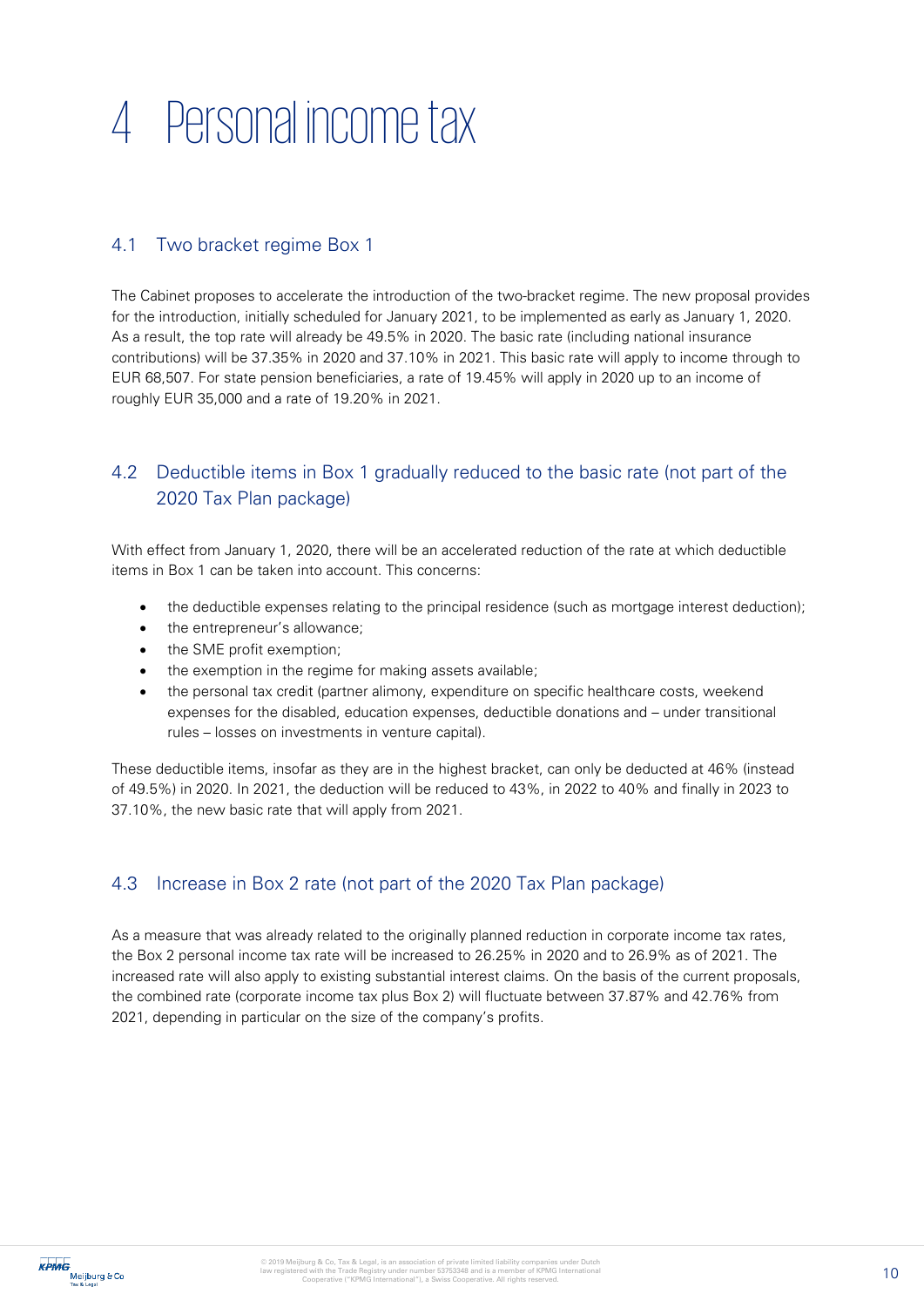# 4 Personal income tax

## 4.1 Two bracket regime Box 1

The Cabinet proposes to accelerate the introduction of the two-bracket regime. The new proposal provides for the introduction, initially scheduled for January 2021, to be implemented as early as January 1, 2020. As a result, the top rate will already be 49.5% in 2020. The basic rate (including national insurance contributions) will be 37.35% in 2020 and 37.10% in 2021. This basic rate will apply to income through to EUR 68,507. For state pension beneficiaries, a rate of 19.45% will apply in 2020 up to an income of roughly EUR 35,000 and a rate of 19.20% in 2021.

## 4.2 Deductible items in Box 1 gradually reduced to the basic rate (not part of the 2020 Tax Plan package)

With effect from January 1, 2020, there will be an accelerated reduction of the rate at which deductible items in Box 1 can be taken into account. This concerns:

- the deductible expenses relating to the principal residence (such as mortgage interest deduction);
- the entrepreneur's allowance;
- the SME profit exemption;
- the exemption in the regime for making assets available;
- the personal tax credit (partner alimony, expenditure on specific healthcare costs, weekend expenses for the disabled, education expenses, deductible donations and – under transitional rules – losses on investments in venture capital).

These deductible items, insofar as they are in the highest bracket, can only be deducted at 46% (instead of 49.5%) in 2020. In 2021, the deduction will be reduced to 43%, in 2022 to 40% and finally in 2023 to 37.10%, the new basic rate that will apply from 2021.

## 4.3 Increase in Box 2 rate (not part of the 2020 Tax Plan package)

As a measure that was already related to the originally planned reduction in corporate income tax rates, the Box 2 personal income tax rate will be increased to 26.25% in 2020 and to 26.9% as of 2021. The increased rate will also apply to existing substantial interest claims. On the basis of the current proposals, the combined rate (corporate income tax plus Box 2) will fluctuate between 37.87% and 42.76% from 2021, depending in particular on the size of the company's profits.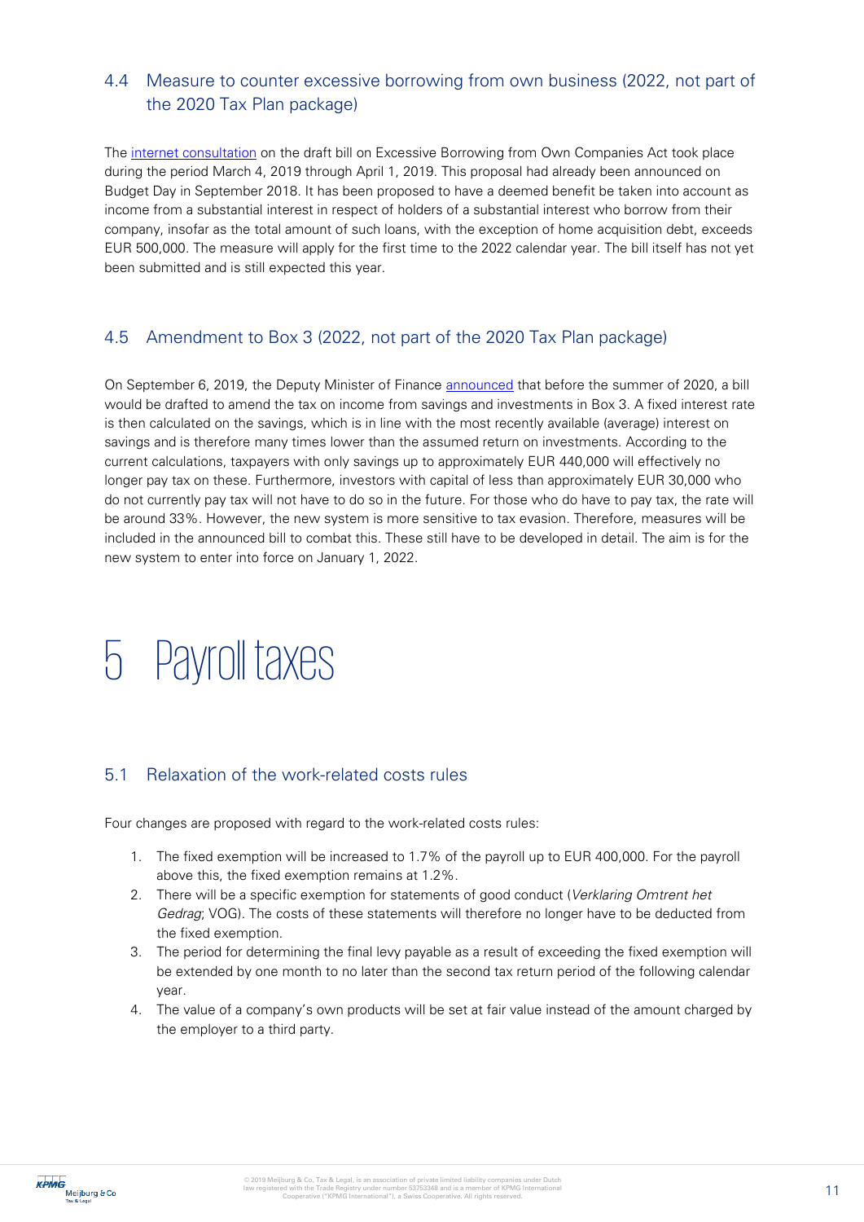## 4.4 Measure to counter excessive borrowing from own business (2022, not part of the 2020 Tax Plan package)

The internet consultation on the draft bill on Excessive Borrowing from Own Companies Act took place during the period March 4, 2019 through April 1, 2019. This proposal had already been announced on Budget Day in September 2018. It has been proposed to have a deemed benefit be taken into account as income from a substantial interest in respect of holders of a substantial interest who borrow from their company, insofar as the total amount of such loans, with the exception of home acquisition debt, exceeds EUR 500,000. The measure will apply for the first time to the 2022 calendar year. The bill itself has not yet been submitted and is still expected this year.

## 4.5 Amendment to Box 3 (2022, not part of the 2020 Tax Plan package)

On September 6, 2019, the Deputy Minister of Finance announced that before the summer of 2020, a bill would be drafted to amend the tax on income from savings and investments in Box 3. A fixed interest rate is then calculated on the savings, which is in line with the most recently available (average) interest on savings and is therefore many times lower than the assumed return on investments. According to the current calculations, taxpayers with only savings up to approximately EUR 440,000 will effectively no longer pay tax on these. Furthermore, investors with capital of less than approximately EUR 30,000 who do not currently pay tax will not have to do so in the future. For those who do have to pay tax, the rate will be around 33%. However, the new system is more sensitive to tax evasion. Therefore, measures will be included in the announced bill to combat this. These still have to be developed in detail. The aim is for the new system to enter into force on January 1, 2022.

# 5 Payroll taxes

## 5.1 Relaxation of the work-related costs rules

Four changes are proposed with regard to the work-related costs rules:

1. The fixed exemption will be increased to 1.7% of the payroll up to EUR 400,000. For the payroll above this, the fixed exemption remains at 1.2%.
2. There will be a specific exemption for statements of good conduct (*Verklaring Omtrent het Gedrag*; VOG). The costs of these statements will therefore no longer have to be deducted from the fixed exemption.
3. The period for determining the final levy payable as a result of exceeding the fixed exemption will be extended by one month to no later than the second tax return period of the following calendar year.
4. The value of a company's own products will be set at fair value instead of the amount charged by the employer to a third party.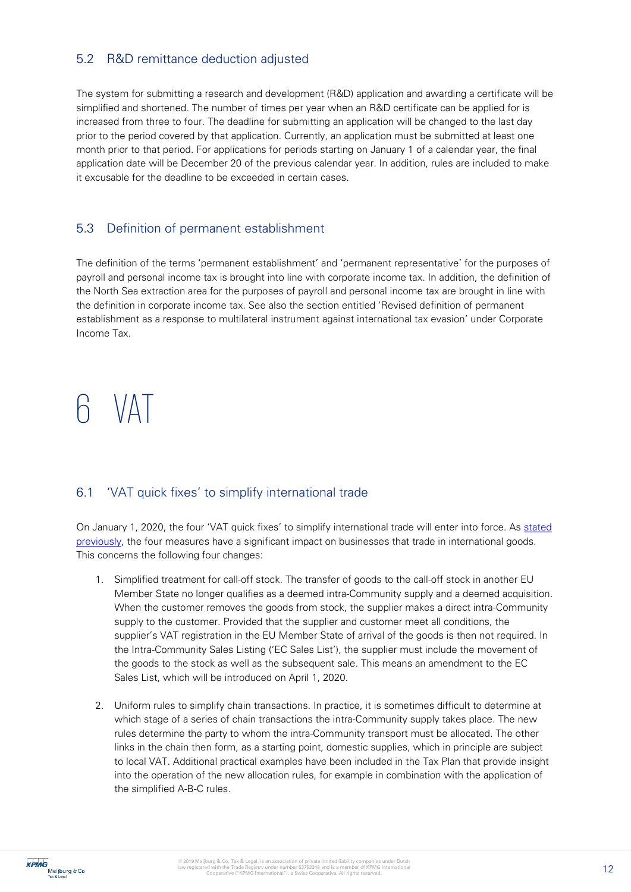## 5.2 R&D remittance deduction adjusted

The system for submitting a research and development (R&D) application and awarding a certificate will be simplified and shortened. The number of times per year when an R&D certificate can be applied for is increased from three to four. The deadline for submitting an application will be changed to the last day prior to the period covered by that application. Currently, an application must be submitted at least one month prior to that period. For applications for periods starting on January 1 of a calendar year, the final application date will be December 20 of the previous calendar year. In addition, rules are included to make it excusable for the deadline to be exceeded in certain cases.

## 5.3 Definition of permanent establishment

The definition of the terms 'permanent establishment' and 'permanent representative' for the purposes of payroll and personal income tax is brought into line with corporate income tax. In addition, the definition of the North Sea extraction area for the purposes of payroll and personal income tax are brought in line with the definition in corporate income tax. See also the section entitled 'Revised definition of permanent establishment as a response to multilateral instrument against international tax evasion' under Corporate Income Tax.

# 6 VAT

## 6.1 'VAT quick fixes' to simplify international trade

On January 1, 2020, the four 'VAT quick fixes' to simplify international trade will enter into force. As stated previously, the four measures have a significant impact on businesses that trade in international goods. This concerns the following four changes:

1. Simplified treatment for call-off stock. The transfer of goods to the call-off stock in another EU Member State no longer qualifies as a deemed intra-Community supply and a deemed acquisition. When the customer removes the goods from stock, the supplier makes a direct intra-Community supply to the customer. Provided that the supplier and customer meet all conditions, the supplier's VAT registration in the EU Member State of arrival of the goods is then not required. In the Intra-Community Sales Listing ('EC Sales List'), the supplier must include the movement of the goods to the stock as well as the subsequent sale. This means an amendment to the EC Sales List, which will be introduced on April 1, 2020.

2. Uniform rules to simplify chain transactions. In practice, it is sometimes difficult to determine at which stage of a series of chain transactions the intra-Community supply takes place. The new rules determine the party to whom the intra-Community transport must be allocated. The other links in the chain then form, as a starting point, domestic supplies, which in principle are subject to local VAT. Additional practical examples have been included in the Tax Plan that provide insight into the operation of the new allocation rules, for example in combination with the application of the simplified A-B-C rules.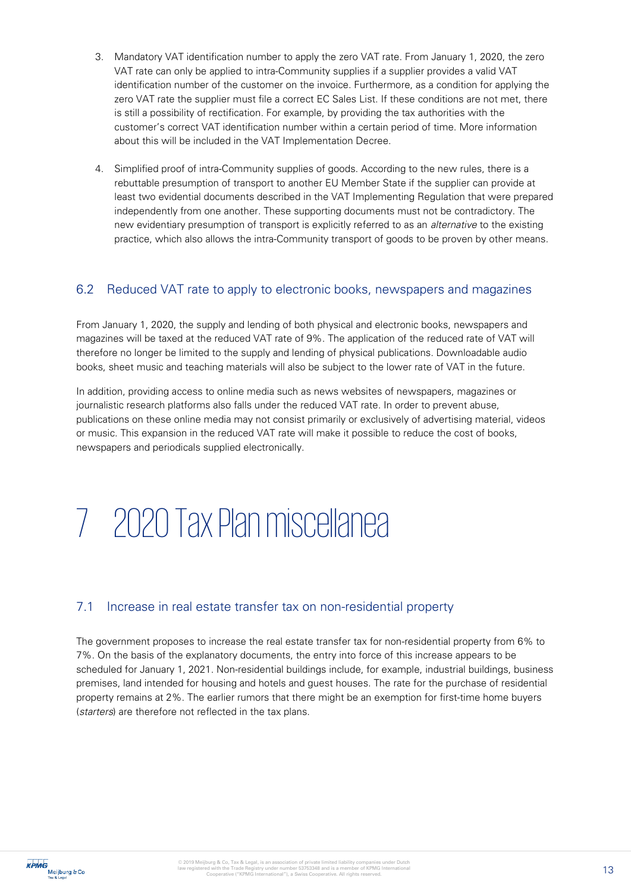3. Mandatory VAT identification number to apply the zero VAT rate. From January 1, 2020, the zero VAT rate can only be applied to intra-Community supplies if a supplier provides a valid VAT identification number of the customer on the invoice. Furthermore, as a condition for applying the zero VAT rate the supplier must file a correct EC Sales List. If these conditions are not met, there is still a possibility of rectification. For example, by providing the tax authorities with the customer's correct VAT identification number within a certain period of time. More information about this will be included in the VAT Implementation Decree.

4. Simplified proof of intra-Community supplies of goods. According to the new rules, there is a rebuttable presumption of transport to another EU Member State if the supplier can provide at least two evidential documents described in the VAT Implementing Regulation that were prepared independently from one another. These supporting documents must not be contradictory. The new evidentiary presumption of transport is explicitly referred to as an *alternative* to the existing practice, which also allows the intra-Community transport of goods to be proven by other means.

## 6.2 Reduced VAT rate to apply to electronic books, newspapers and magazines

From January 1, 2020, the supply and lending of both physical and electronic books, newspapers and magazines will be taxed at the reduced VAT rate of 9%. The application of the reduced rate of VAT will therefore no longer be limited to the supply and lending of physical publications. Downloadable audio books, sheet music and teaching materials will also be subject to the lower rate of VAT in the future.

In addition, providing access to online media such as news websites of newspapers, magazines or journalistic research platforms also falls under the reduced VAT rate. In order to prevent abuse, publications on these online media may not consist primarily or exclusively of advertising material, videos or music. This expansion in the reduced VAT rate will make it possible to reduce the cost of books, newspapers and periodicals supplied electronically.

# 7 2020 Tax Plan miscellanea

## 7.1 Increase in real estate transfer tax on non-residential property

The government proposes to increase the real estate transfer tax for non-residential property from 6% to 7%. On the basis of the explanatory documents, the entry into force of this increase appears to be scheduled for January 1, 2021. Non-residential buildings include, for example, industrial buildings, business premises, land intended for housing and hotels and guest houses. The rate for the purchase of residential property remains at 2%. The earlier rumors that there might be an exemption for first-time home buyers (*starters*) are therefore not reflected in the tax plans.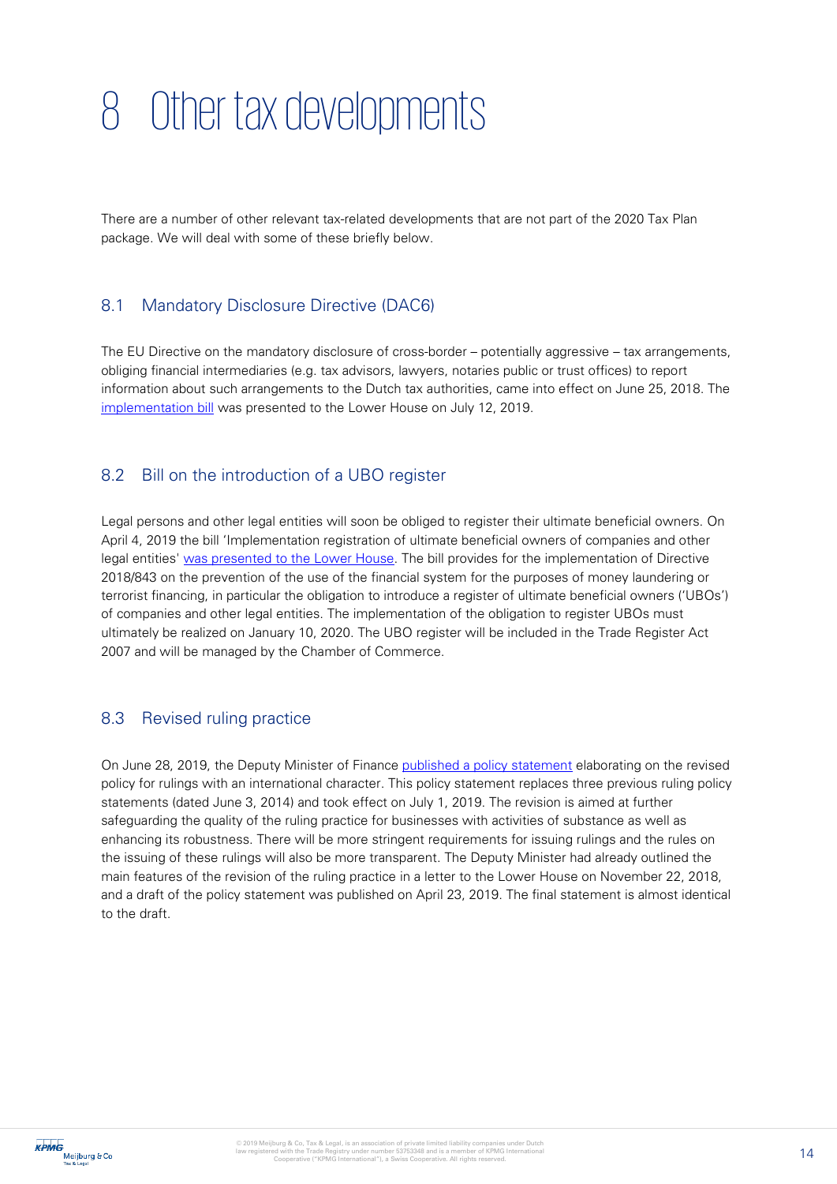# 8 Other tax developments

There are a number of other relevant tax-related developments that are not part of the 2020 Tax Plan package. We will deal with some of these briefly below.

## 8.1 Mandatory Disclosure Directive (DAC6)

The EU Directive on the mandatory disclosure of cross-border – potentially aggressive – tax arrangements, obliging financial intermediaries (e.g. tax advisors, lawyers, notaries public or trust offices) to report information about such arrangements to the Dutch tax authorities, came into effect on June 25, 2018. The implementation bill was presented to the Lower House on July 12, 2019.

## 8.2 Bill on the introduction of a UBO register

Legal persons and other legal entities will soon be obliged to register their ultimate beneficial owners. On April 4, 2019 the bill 'Implementation registration of ultimate beneficial owners of companies and other legal entities' was presented to the Lower House. The bill provides for the implementation of Directive 2018/843 on the prevention of the use of the financial system for the purposes of money laundering or terrorist financing, in particular the obligation to introduce a register of ultimate beneficial owners ('UBOs') of companies and other legal entities. The implementation of the obligation to register UBOs must ultimately be realized on January 10, 2020. The UBO register will be included in the Trade Register Act 2007 and will be managed by the Chamber of Commerce.

## 8.3 Revised ruling practice

On June 28, 2019, the Deputy Minister of Finance published a policy statement elaborating on the revised policy for rulings with an international character. This policy statement replaces three previous ruling policy statements (dated June 3, 2014) and took effect on July 1, 2019. The revision is aimed at further safeguarding the quality of the ruling practice for businesses with activities of substance as well as enhancing its robustness. There will be more stringent requirements for issuing rulings and the rules on the issuing of these rulings will also be more transparent. The Deputy Minister had already outlined the main features of the revision of the ruling practice in a letter to the Lower House on November 22, 2018, and a draft of the policy statement was published on April 23, 2019. The final statement is almost identical to the draft.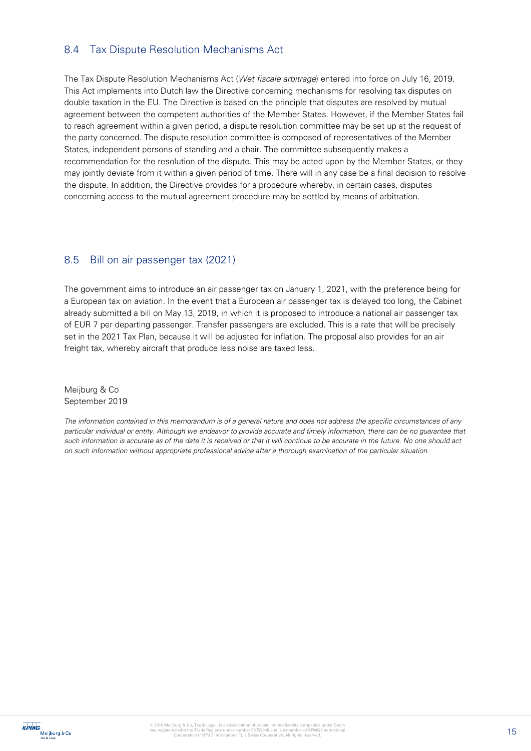## 8.4 Tax Dispute Resolution Mechanisms Act

The Tax Dispute Resolution Mechanisms Act (*Wet fiscale arbitrage*) entered into force on July 16, 2019. This Act implements into Dutch law the Directive concerning mechanisms for resolving tax disputes on double taxation in the EU. The Directive is based on the principle that disputes are resolved by mutual agreement between the competent authorities of the Member States. However, if the Member States fail to reach agreement within a given period, a dispute resolution committee may be set up at the request of the party concerned. The dispute resolution committee is composed of representatives of the Member States, independent persons of standing and a chair. The committee subsequently makes a recommendation for the resolution of the dispute. This may be acted upon by the Member States, or they may jointly deviate from it within a given period of time. There will in any case be a final decision to resolve the dispute. In addition, the Directive provides for a procedure whereby, in certain cases, disputes concerning access to the mutual agreement procedure may be settled by means of arbitration.

## 8.5 Bill on air passenger tax (2021)

The government aims to introduce an air passenger tax on January 1, 2021, with the preference being for a European tax on aviation. In the event that a European air passenger tax is delayed too long, the Cabinet already submitted a bill on May 13, 2019, in which it is proposed to introduce a national air passenger tax of EUR 7 per departing passenger. Transfer passengers are excluded. This is a rate that will be precisely set in the 2021 Tax Plan, because it will be adjusted for inflation. The proposal also provides for an air freight tax, whereby aircraft that produce less noise are taxed less.

Meijburg & Co
September 2019

*The information contained in this memorandum is of a general nature and does not address the specific circumstances of any particular individual or entity. Although we endeavor to provide accurate and timely information, there can be no guarantee that such information is accurate as of the date it is received or that it will continue to be accurate in the future. No one should act on such information without appropriate professional advice after a thorough examination of the particular situation.*